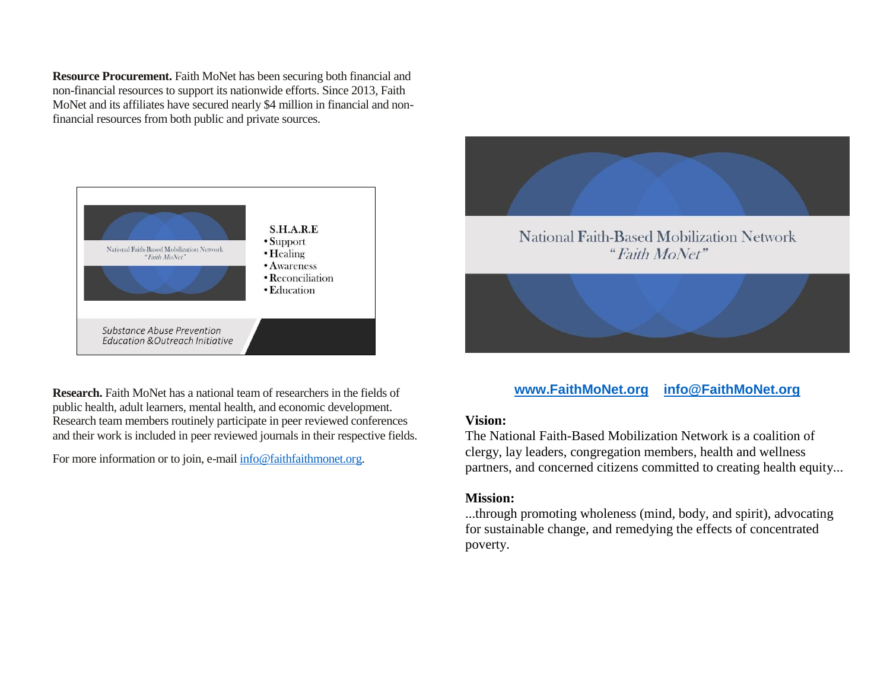**Resource Procurement.** Faith MoNet has been securing both financial and non-financial resources to support its nationwide efforts. Since 2013, Faith MoNet and its affiliates have secured nearly $4 million in financial and non-financial resources from both public and private sources.

National Faith-Based Mobilization Network
*"Faith MoNet"*

S.H.A.R.E
- Support
- Healing
- Awareness
- Reconciliation
- Education

*Substance Abuse Prevention Education &Outreach Initiative*

**Research.** Faith MoNet has a national team of researchers in the fields of public health, adult learners, mental health, and economic development. Research team members routinely participate in peer reviewed conferences and their work is included in peer reviewed journals in their respective fields.

For more information or to join, e-mail info@faithfaithmonet.org.

National Faith-Based Mobilization Network
*"Faith MoNet"*

**www.FaithMoNet.org** **info@FaithMoNet.org**

**Vision:**
The National Faith-Based Mobilization Network is a coalition of clergy, lay leaders, congregation members, health and wellness partners, and concerned citizens committed to creating health equity...

**Mission:**
...through promoting wholeness (mind, body, and spirit), advocating for sustainable change, and remedying the effects of concentrated poverty.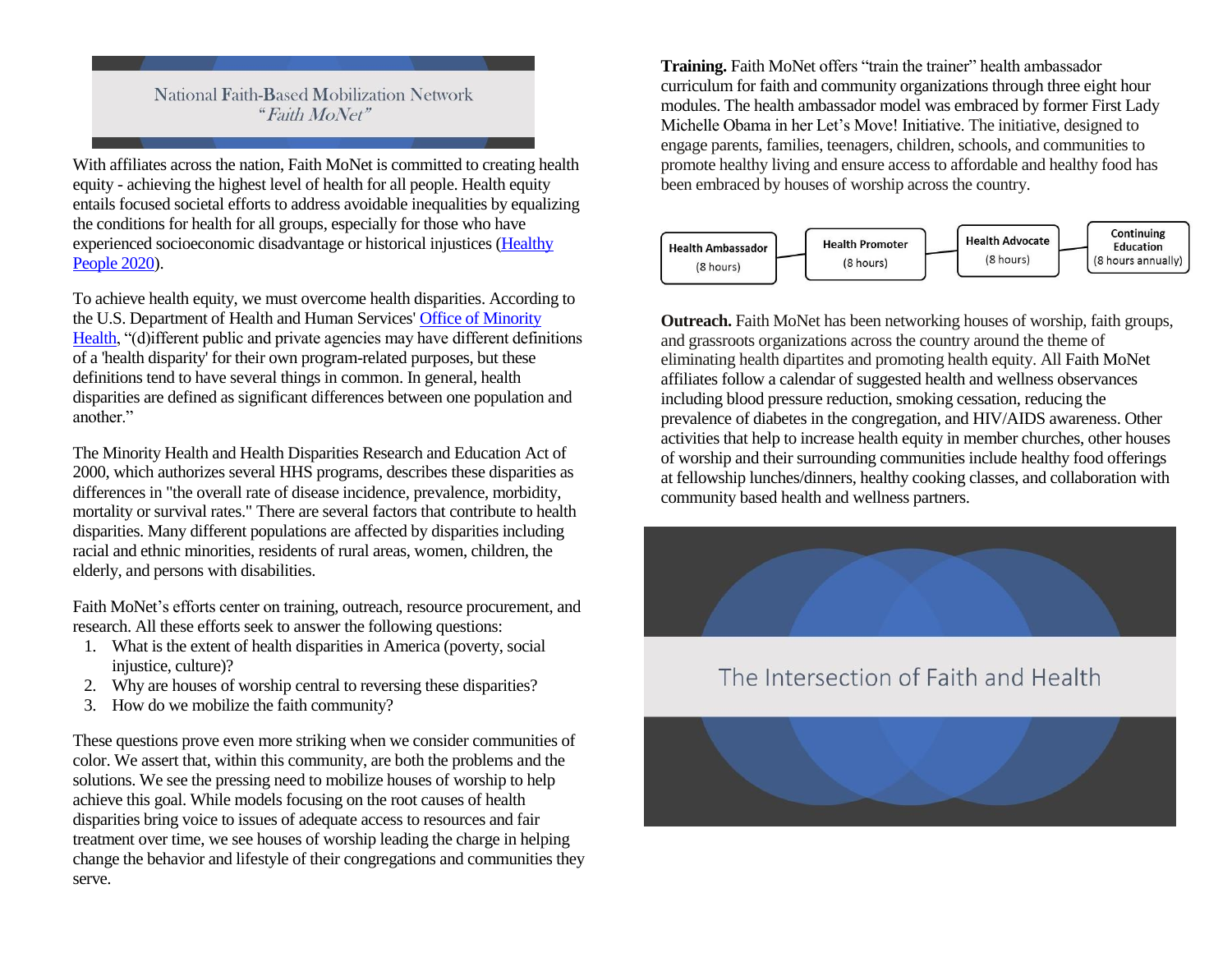# National Faith-Based Mobilization Network

*"Faith MoNet"*

With affiliates across the nation, Faith MoNet is committed to creating health equity - achieving the highest level of health for all people. Health equity entails focused societal efforts to address avoidable inequalities by equalizing the conditions for health for all groups, especially for those who have experienced socioeconomic disadvantage or historical injustices (Healthy People 2020).

To achieve health equity, we must overcome health disparities. According to the U.S. Department of Health and Human Services' Office of Minority Health, "(d)ifferent public and private agencies may have different definitions of a 'health disparity' for their own program-related purposes, but these definitions tend to have several things in common. In general, health disparities are defined as significant differences between one population and another."

The Minority Health and Health Disparities Research and Education Act of 2000, which authorizes several HHS programs, describes these disparities as differences in "the overall rate of disease incidence, prevalence, morbidity, mortality or survival rates." There are several factors that contribute to health disparities. Many different populations are affected by disparities including racial and ethnic minorities, residents of rural areas, women, children, the elderly, and persons with disabilities.

Faith MoNet's efforts center on training, outreach, resource procurement, and research. All these efforts seek to answer the following questions:

1. What is the extent of health disparities in America (poverty, social injustice, culture)?
2. Why are houses of worship central to reversing these disparities?
3. How do we mobilize the faith community?

These questions prove even more striking when we consider communities of color. We assert that, within this community, are both the problems and the solutions. We see the pressing need to mobilize houses of worship to help achieve this goal. While models focusing on the root causes of health disparities bring voice to issues of adequate access to resources and fair treatment over time, we see houses of worship leading the charge in helping change the behavior and lifestyle of their congregations and communities they serve.

**Training.** Faith MoNet offers "train the trainer" health ambassador curriculum for faith and community organizations through three eight hour modules. The health ambassador model was embraced by former First Lady Michelle Obama in her Let's Move! Initiative. The initiative, designed to engage parents, families, teenagers, children, schools, and communities to promote healthy living and ensure access to affordable and healthy food has been embraced by houses of worship across the country.

Health Ambassador (8 hours)

Health Promoter (8 hours)

Health Advocate (8 hours)

Continuing Education (8 hours annually)

**Outreach.** Faith MoNet has been networking houses of worship, faith groups, and grassroots organizations across the country around the theme of eliminating health dipartites and promoting health equity. All Faith MoNet affiliates follow a calendar of suggested health and wellness observances including blood pressure reduction, smoking cessation, reducing the prevalence of diabetes in the congregation, and HIV/AIDS awareness. Other activities that help to increase health equity in member churches, other houses of worship and their surrounding communities include healthy food offerings at fellowship lunches/dinners, healthy cooking classes, and collaboration with community based health and wellness partners.

The Intersection of Faith and Health